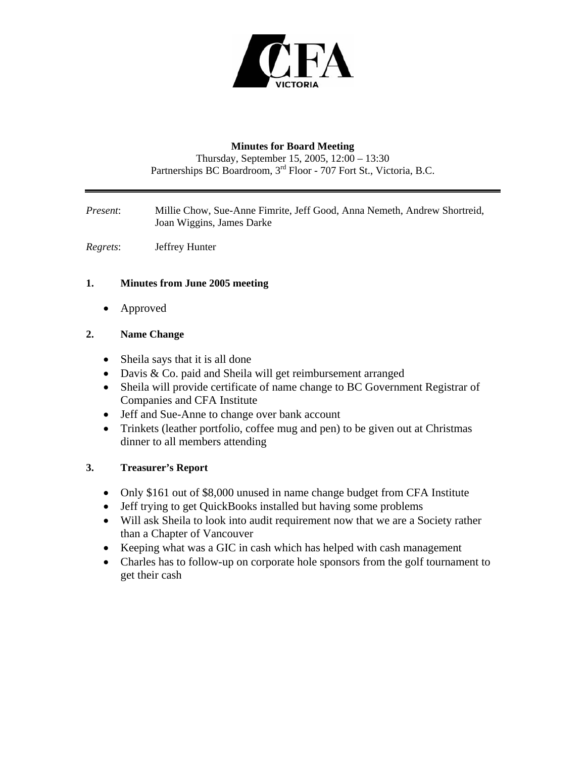CFA VICTORIA

**Minutes for Board Meeting**

Thursday, September 15, 2005, 12:00 – 13:30

Partnerships BC Boardroom, 3rd Floor - 707 Fort St., Victoria, B.C.

---

*Present*: Millie Chow, Sue-Anne Fimrite, Jeff Good, Anna Nemeth, Andrew Shortreid, Joan Wiggins, James Darke

*Regrets*: Jeffrey Hunter

## 1. Minutes from June 2005 meeting

- Approved

## 2. Name Change

- Sheila says that it is all done
- Davis & Co. paid and Sheila will get reimbursement arranged
- Sheila will provide certificate of name change to BC Government Registrar of Companies and CFA Institute
- Jeff and Sue-Anne to change over bank account
- Trinkets (leather portfolio, coffee mug and pen) to be given out at Christmas dinner to all members attending

## 3. Treasurer's Report

- Only $161 out of $8,000 unused in name change budget from CFA Institute
- Jeff trying to get QuickBooks installed but having some problems
- Will ask Sheila to look into audit requirement now that we are a Society rather than a Chapter of Vancouver
- Keeping what was a GIC in cash which has helped with cash management
- Charles has to follow-up on corporate hole sponsors from the golf tournament to get their cash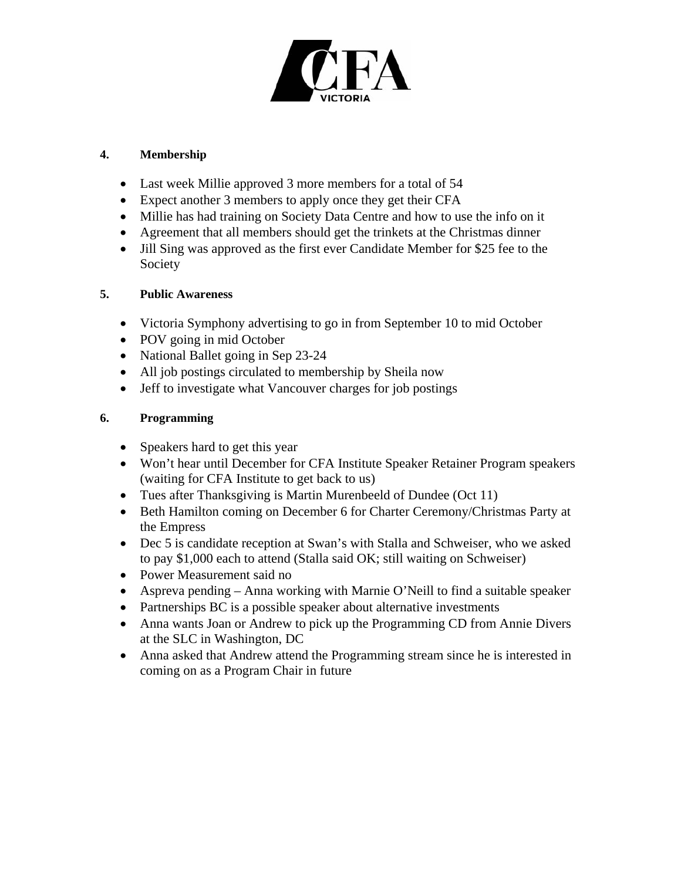**4. Membership**

- Last week Millie approved 3 more members for a total of 54
- Expect another 3 members to apply once they get their CFA
- Millie has had training on Society Data Centre and how to use the info on it
- Agreement that all members should get the trinkets at the Christmas dinner
- Jill Sing was approved as the first ever Candidate Member for $25 fee to the Society

**5. Public Awareness**

- Victoria Symphony advertising to go in from September 10 to mid October
- POV going in mid October
- National Ballet going in Sep 23-24
- All job postings circulated to membership by Sheila now
- Jeff to investigate what Vancouver charges for job postings

**6. Programming**

- Speakers hard to get this year
- Won't hear until December for CFA Institute Speaker Retainer Program speakers (waiting for CFA Institute to get back to us)
- Tues after Thanksgiving is Martin Murenbeeld of Dundee (Oct 11)
- Beth Hamilton coming on December 6 for Charter Ceremony/Christmas Party at the Empress
- Dec 5 is candidate reception at Swan's with Stalla and Schweiser, who we asked to pay $1,000 each to attend (Stalla said OK; still waiting on Schweiser)
- Power Measurement said no
- Aspreva pending – Anna working with Marnie O'Neill to find a suitable speaker
- Partnerships BC is a possible speaker about alternative investments
- Anna wants Joan or Andrew to pick up the Programming CD from Annie Divers at the SLC in Washington, DC
- Anna asked that Andrew attend the Programming stream since he is interested in coming on as a Program Chair in future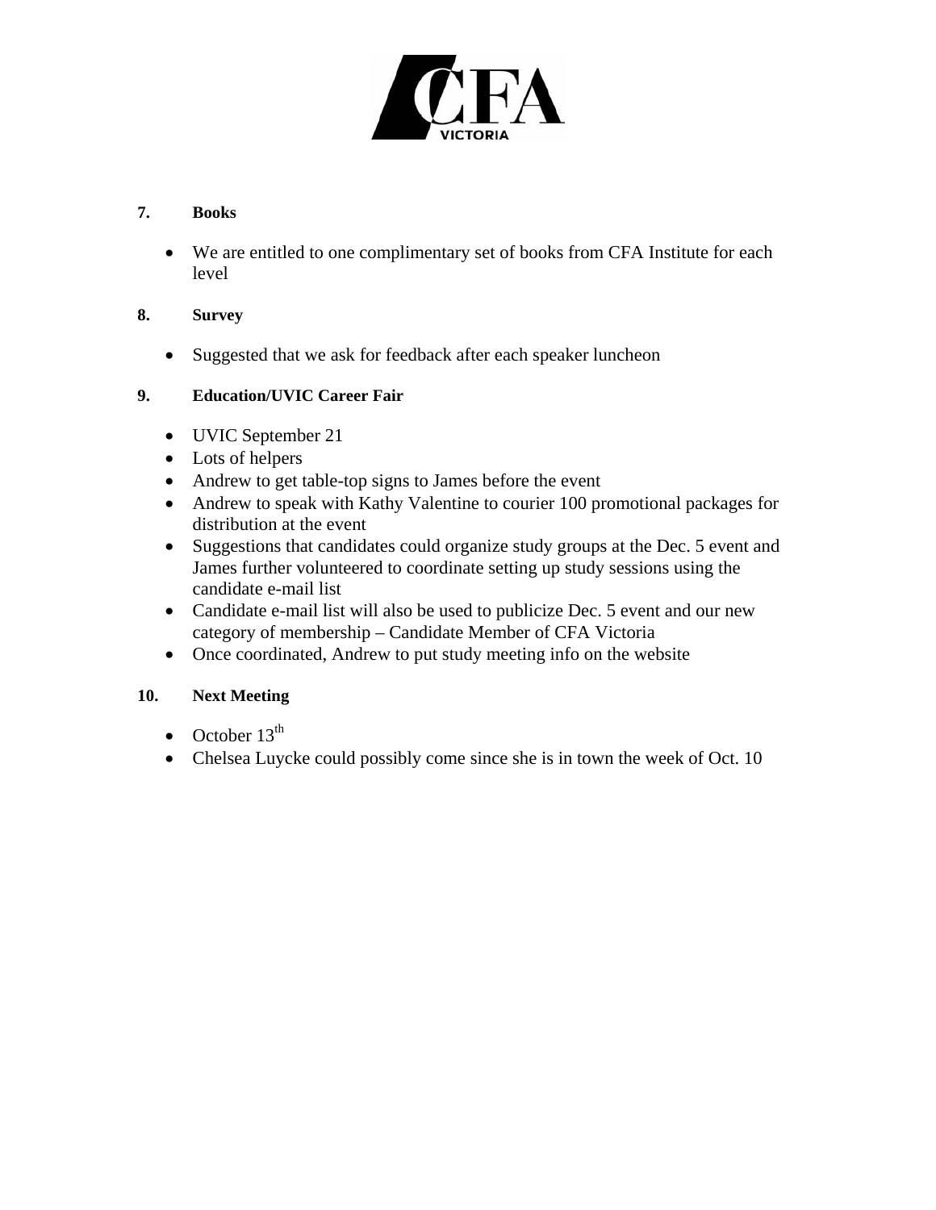**7. Books**

- We are entitled to one complimentary set of books from CFA Institute for each level

**8. Survey**

- Suggested that we ask for feedback after each speaker luncheon

**9. Education/UVIC Career Fair**

- UVIC September 21
- Lots of helpers
- Andrew to get table-top signs to James before the event
- Andrew to speak with Kathy Valentine to courier 100 promotional packages for distribution at the event
- Suggestions that candidates could organize study groups at the Dec. 5 event and James further volunteered to coordinate setting up study sessions using the candidate e-mail list
- Candidate e-mail list will also be used to publicize Dec. 5 event and our new category of membership – Candidate Member of CFA Victoria
- Once coordinated, Andrew to put study meeting info on the website

**10. Next Meeting**

- October 13th
- Chelsea Luycke could possibly come since she is in town the week of Oct. 10